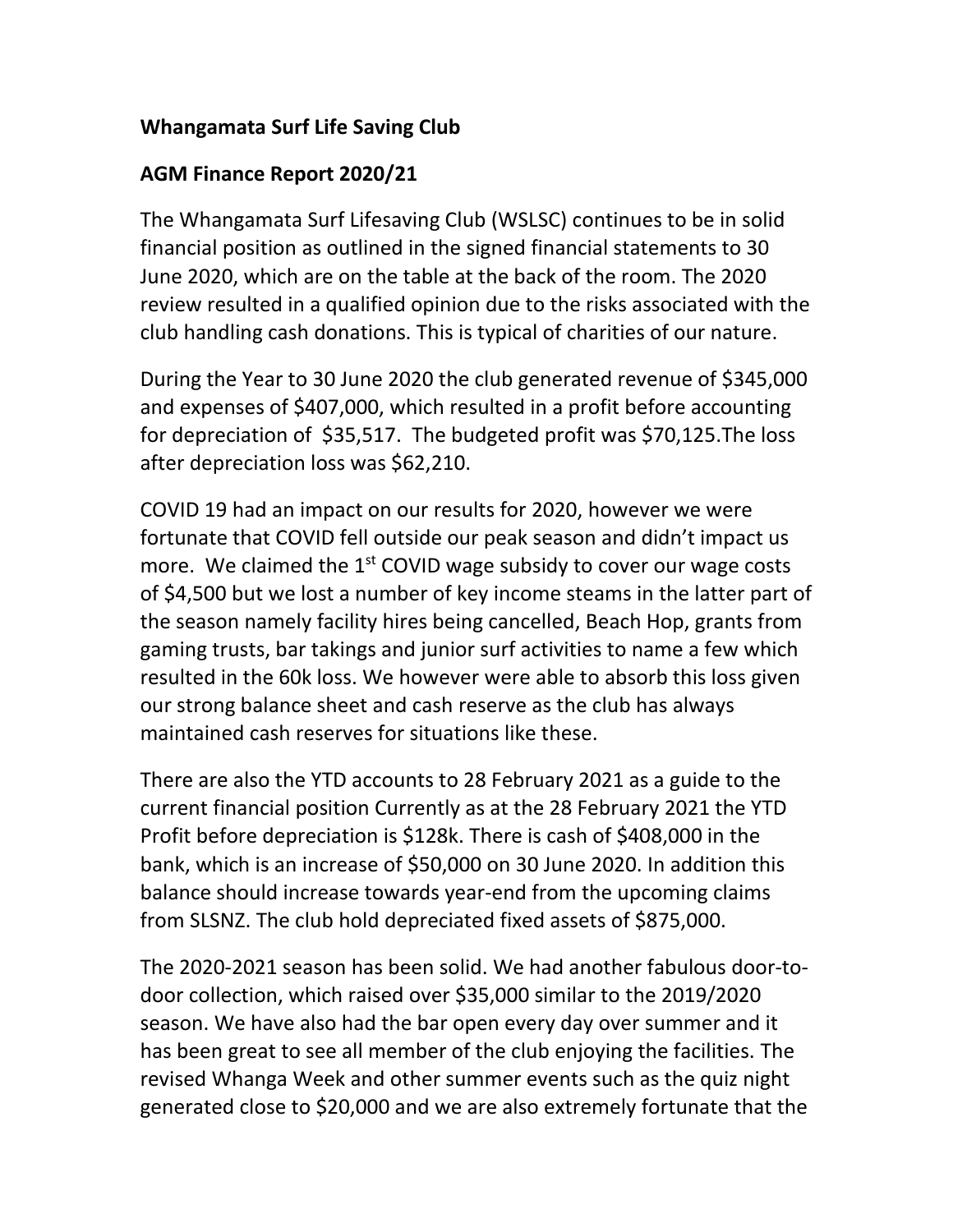**Whangamata Surf Life Saving Club**

**AGM Finance Report 2020/21**

The Whangamata Surf Lifesaving Club (WSLSC) continues to be in solid financial position as outlined in the signed financial statements to 30 June 2020, which are on the table at the back of the room. The 2020 review resulted in a qualified opinion due to the risks associated with the club handling cash donations. This is typical of charities of our nature.

During the Year to 30 June 2020 the club generated revenue of $345,000 and expenses of $407,000, which resulted in a profit before accounting for depreciation of  $35,517.  The budgeted profit was $70,125.The loss after depreciation loss was $62,210.

COVID 19 had an impact on our results for 2020, however we were fortunate that COVID fell outside our peak season and didn't impact us more.  We claimed the 1st COVID wage subsidy to cover our wage costs of $4,500 but we lost a number of key income steams in the latter part of the season namely facility hires being cancelled, Beach Hop, grants from gaming trusts, bar takings and junior surf activities to name a few which resulted in the 60k loss. We however were able to absorb this loss given our strong balance sheet and cash reserve as the club has always maintained cash reserves for situations like these.

There are also the YTD accounts to 28 February 2021 as a guide to the current financial position Currently as at the 28 February 2021 the YTD Profit before depreciation is $128k. There is cash of $408,000 in the bank, which is an increase of $50,000 on 30 June 2020. In addition this balance should increase towards year-end from the upcoming claims from SLSNZ. The club hold depreciated fixed assets of $875,000.

The 2020-2021 season has been solid. We had another fabulous door-to-door collection, which raised over $35,000 similar to the 2019/2020 season. We have also had the bar open every day over summer and it has been great to see all member of the club enjoying the facilities. The revised Whanga Week and other summer events such as the quiz night generated close to $20,000 and we are also extremely fortunate that the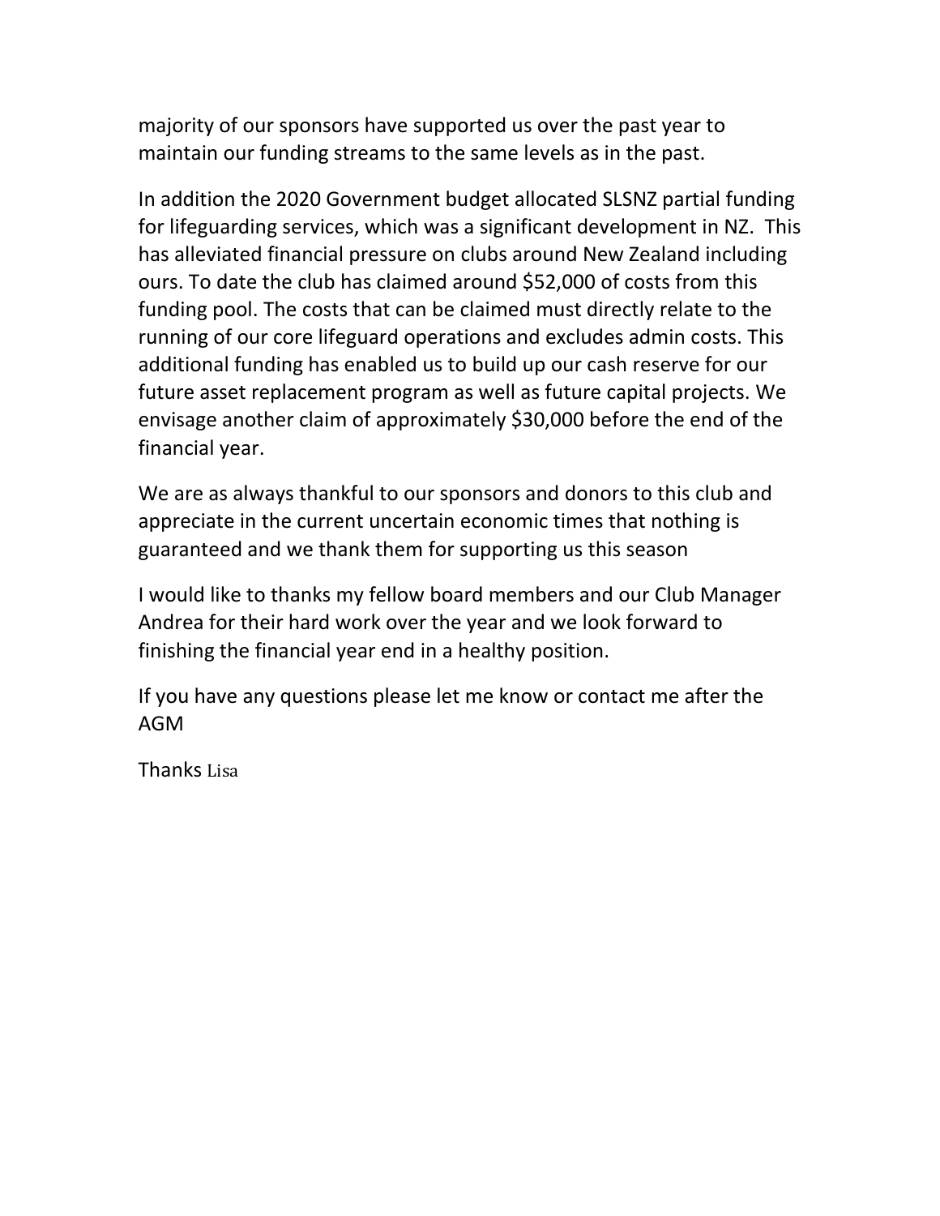majority of our sponsors have supported us over the past year to maintain our funding streams to the same levels as in the past.

In addition the 2020 Government budget allocated SLSNZ partial funding for lifeguarding services, which was a significant development in NZ. This has alleviated financial pressure on clubs around New Zealand including ours. To date the club has claimed around $52,000 of costs from this funding pool. The costs that can be claimed must directly relate to the running of our core lifeguard operations and excludes admin costs. This additional funding has enabled us to build up our cash reserve for our future asset replacement program as well as future capital projects. We envisage another claim of approximately $30,000 before the end of the financial year.

We are as always thankful to our sponsors and donors to this club and appreciate in the current uncertain economic times that nothing is guaranteed and we thank them for supporting us this season

I would like to thanks my fellow board members and our Club Manager Andrea for their hard work over the year and we look forward to finishing the financial year end in a healthy position.

If you have any questions please let me know or contact me after the AGM

Thanks Lisa